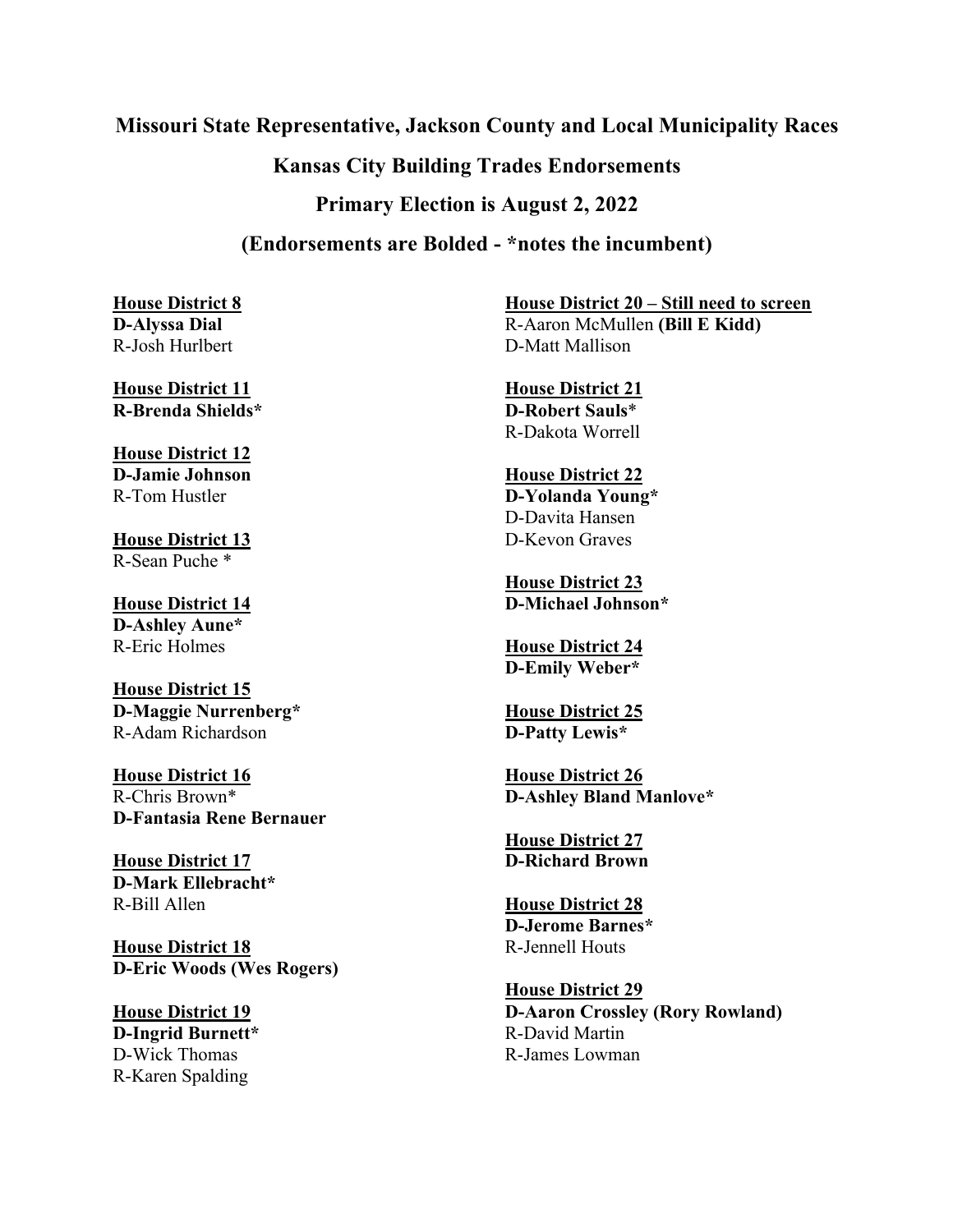# Missouri State Representative, Jackson County and Local Municipality Races

## Kansas City Building Trades Endorsements

## Primary Election is August 2, 2022

## (Endorsements are Bolded - *notes the incumbent)

**House District 8**
**D-Alyssa Dial**
R-Josh Hurlbert

**House District 11**
**R-Brenda Shields***

**House District 12**
**D-Jamie Johnson**
R-Tom Hustler

**House District 13**
R-Sean Puche *

**House District 14**
**D-Ashley Aune***
R-Eric Holmes

**House District 15**
**D-Maggie Nurrenberg***
R-Adam Richardson

**House District 16**
R-Chris Brown*
**D-Fantasia Rene Bernauer**

**House District 17**
**D-Mark Ellebracht***
R-Bill Allen

**House District 18**
**D-Eric Woods (Wes Rogers)**

**House District 19**
**D-Ingrid Burnett***
D-Wick Thomas
R-Karen Spalding

**House District 20 – Still need to screen**
R-Aaron McMullen **(Bill E Kidd)**
D-Matt Mallison

**House District 21**
**D-Robert Sauls***
R-Dakota Worrell

**House District 22**
**D-Yolanda Young***
D-Davita Hansen
D-Kevon Graves

**House District 23**
**D-Michael Johnson***

**House District 24**
**D-Emily Weber***

**House District 25**
**D-Patty Lewis***

**House District 26**
**D-Ashley Bland Manlove***

**House District 27**
**D-Richard Brown**

**House District 28**
**D-Jerome Barnes***
R-Jennell Houts

**House District 29**
**D-Aaron Crossley (Rory Rowland)**
R-David Martin
R-James Lowman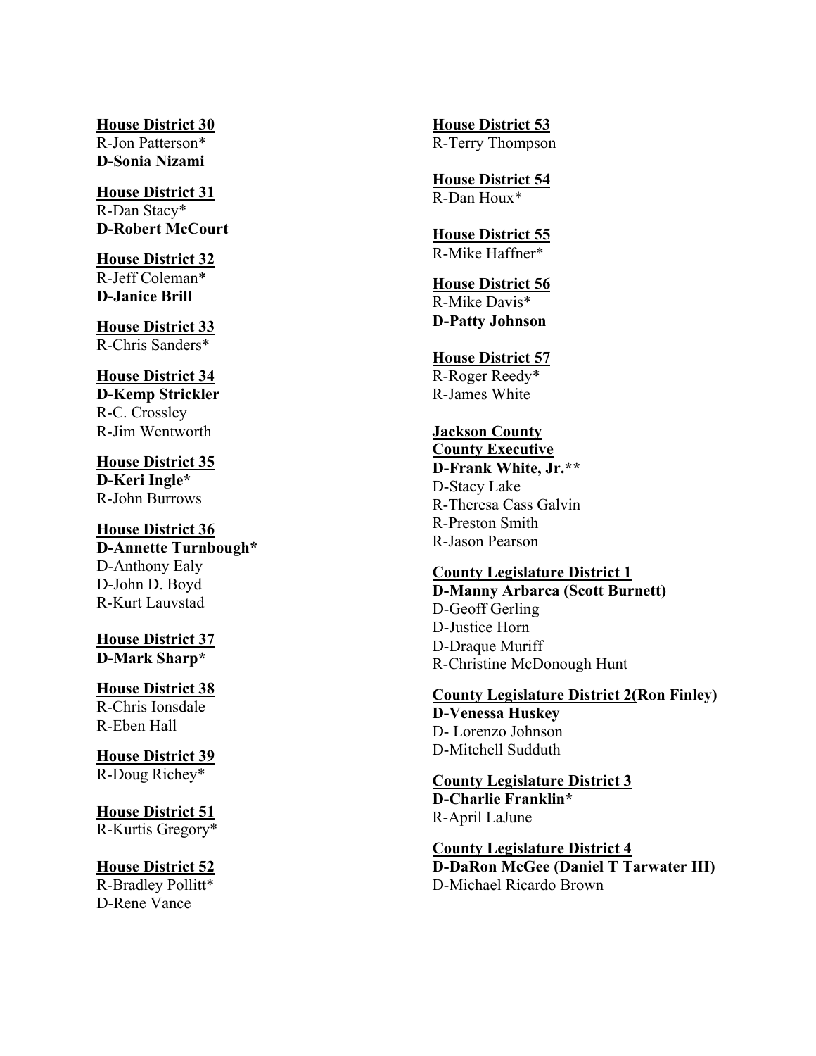**House District 30**
R-Jon Patterson*
**D-Sonia Nizami**

**House District 31**
R-Dan Stacy*
**D-Robert McCourt**

**House District 32**
R-Jeff Coleman*
**D-Janice Brill**

**House District 33**
R-Chris Sanders*

**House District 34**
**D-Kemp Strickler**
R-C. Crossley
R-Jim Wentworth

**House District 35**
**D-Keri Ingle***
R-John Burrows

**House District 36**
**D-Annette Turnbough***
D-Anthony Ealy
D-John D. Boyd
R-Kurt Lauvstad

**House District 37**
**D-Mark Sharp***

**House District 38**
R-Chris Ionsdale
R-Eben Hall

**House District 39**
R-Doug Richey*

**House District 51**
R-Kurtis Gregory*

**House District 52**
R-Bradley Pollitt*
D-Rene Vance

**House District 53**
R-Terry Thompson

**House District 54**
R-Dan Houx*

**House District 55**
R-Mike Haffner*

**House District 56**
R-Mike Davis*
**D-Patty Johnson**

**House District 57**
R-Roger Reedy*
R-James White

**Jackson County**
**County Executive**
**D-Frank White, Jr.****
D-Stacy Lake
R-Theresa Cass Galvin
R-Preston Smith
R-Jason Pearson

**County Legislature District 1**
**D-Manny Arbarca (Scott Burnett)**
D-Geoff Gerling
D-Justice Horn
D-Draque Muriff
R-Christine McDonough Hunt

**County Legislature District 2(Ron Finley)**
**D-Venessa Huskey**
D- Lorenzo Johnson
D-Mitchell Sudduth

**County Legislature District 3**
**D-Charlie Franklin***
R-April LaJune

**County Legislature District 4**
**D-DaRon McGee (Daniel T Tarwater III)**
D-Michael Ricardo Brown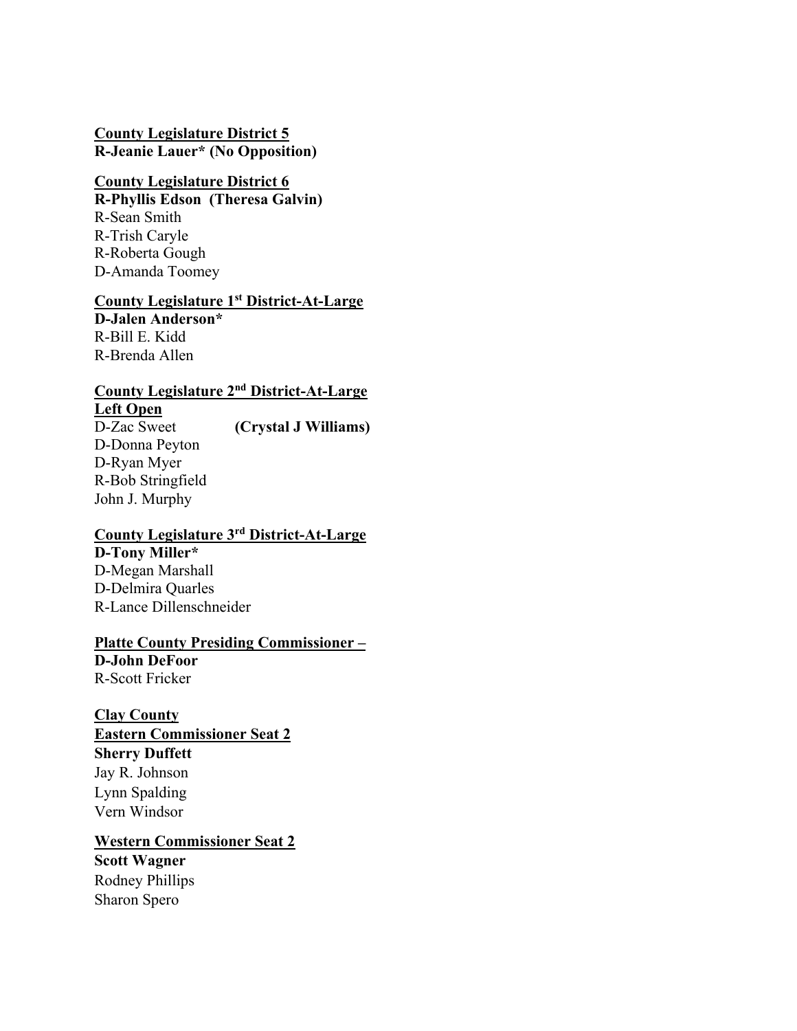**<u>County Legislature District 5</u>**
**R-Jeanie Lauer* (No Opposition)**

**<u>County Legislature District 6</u>**
**R-Phyllis Edson (Theresa Galvin)**
R-Sean Smith
R-Trish Caryle
R-Roberta Gough
D-Amanda Toomey

**<u>County Legislature 1st District-At-Large</u>**
**D-Jalen Anderson***
R-Bill E. Kidd
R-Brenda Allen

**<u>County Legislature 2nd District-At-Large</u>**
**<u>Left Open</u>**
D-Zac Sweet **(Crystal J Williams)**
D-Donna Peyton
D-Ryan Myer
R-Bob Stringfield
John J. Murphy

**<u>County Legislature 3rd District-At-Large</u>**
**D-Tony Miller***
D-Megan Marshall
D-Delmira Quarles
R-Lance Dillenschneider

**<u>Platte County Presiding Commissioner –</u>**
**D-John DeFoor**
R-Scott Fricker

**<u>Clay County</u>**
**<u>Eastern Commissioner Seat 2</u>**
**Sherry Duffett**
Jay R. Johnson
Lynn Spalding
Vern Windsor

**<u>Western Commissioner Seat 2</u>**
**Scott Wagner**
Rodney Phillips
Sharon Spero